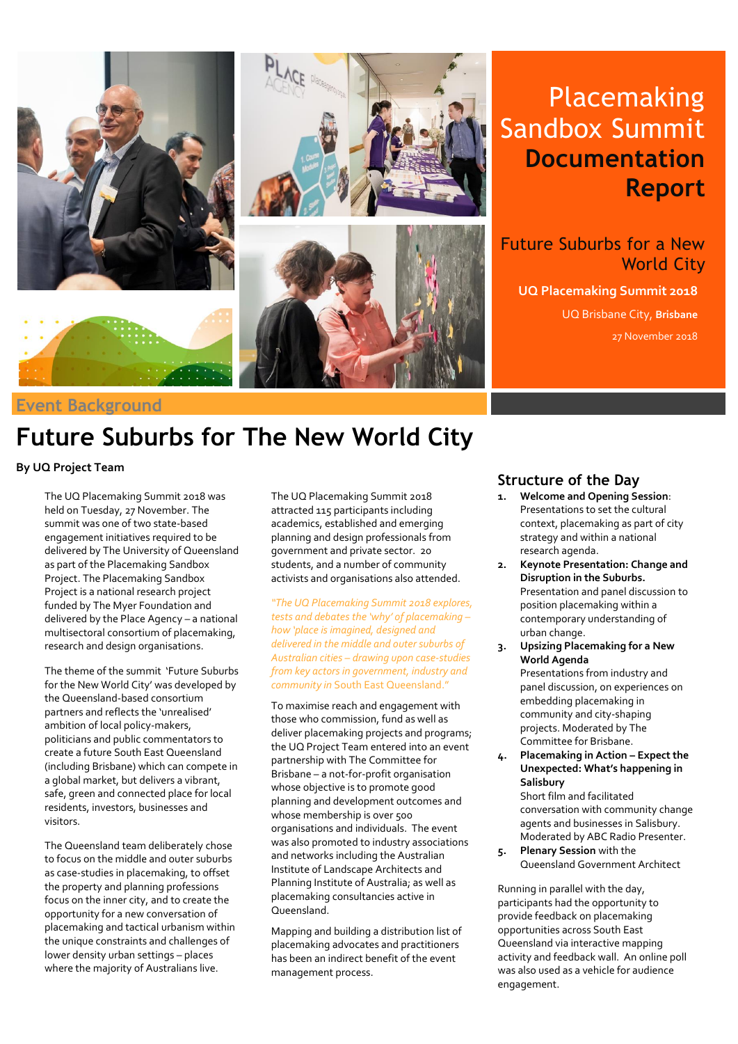# Placemaking Sandbox Summit **Documentation Report**

## Future Suburbs for a New World City

**UQ Placemaking Summit 2018**

UQ Brisbane City, **Brisbane**

27 November 2018

## Event Background

# Future Suburbs for The New World City

**By UQ Project Team**

The UQ Placemaking Summit 2018 was held on Tuesday, 27 November. The summit was one of two state-based engagement initiatives required to be delivered by The University of Queensland as part of the Placemaking Sandbox Project. The Placemaking Sandbox Project is a national research project funded by The Myer Foundation and delivered by the Place Agency – a national multisectoral consortium of placemaking, research and design organisations.

The theme of the summit 'Future Suburbs for the New World City' was developed by the Queensland-based consortium partners and reflects the 'unrealised' ambition of local policy-makers, politicians and public commentators to create a future South East Queensland (including Brisbane) which can compete in a global market, but delivers a vibrant, safe, green and connected place for local residents, investors, businesses and visitors.

The Queensland team deliberately chose to focus on the middle and outer suburbs as case-studies in placemaking, to offset the property and planning professions focus on the inner city, and to create the opportunity for a new conversation of placemaking and tactical urbanism within the unique constraints and challenges of lower density urban settings – places where the majority of Australians live.

The UQ Placemaking Summit 2018 attracted 115 participants including academics, established and emerging planning and design professionals from government and private sector. 20 students, and a number of community activists and organisations also attended.

*"The UQ Placemaking Summit 2018 explores, tests and debates the 'why' of placemaking – how 'place is imagined, designed and delivered in the middle and outer suburbs of Australian cities – drawing upon case-studies from key actors in government, industry and community in* South East Queensland."

To maximise reach and engagement with those who commission, fund as well as deliver placemaking projects and programs; the UQ Project Team entered into an event partnership with The Committee for Brisbane – a not-for-profit organisation whose objective is to promote good planning and development outcomes and whose membership is over 500 organisations and individuals. The event was also promoted to industry associations and networks including the Australian Institute of Landscape Architects and Planning Institute of Australia; as well as placemaking consultancies active in Queensland.

Mapping and building a distribution list of placemaking advocates and practitioners has been an indirect benefit of the event management process.

## Structure of the Day

1. **Welcome and Opening Session**: Presentations to set the cultural context, placemaking as part of city strategy and within a national research agenda.
2. **Keynote Presentation: Change and Disruption in the Suburbs.** Presentation and panel discussion to position placemaking within a contemporary understanding of urban change.
3. **Upsizing Placemaking for a New World Agenda** Presentations from industry and panel discussion, on experiences on embedding placemaking in community and city-shaping projects. Moderated by The Committee for Brisbane.
4. **Placemaking in Action – Expect the Unexpected: What's happening in Salisbury** Short film and facilitated conversation with community change agents and businesses in Salisbury. Moderated by ABC Radio Presenter.
5. **Plenary Session** with the Queensland Government Architect

Running in parallel with the day, participants had the opportunity to provide feedback on placemaking opportunities across South East Queensland via interactive mapping activity and feedback wall. An online poll was also used as a vehicle for audience engagement.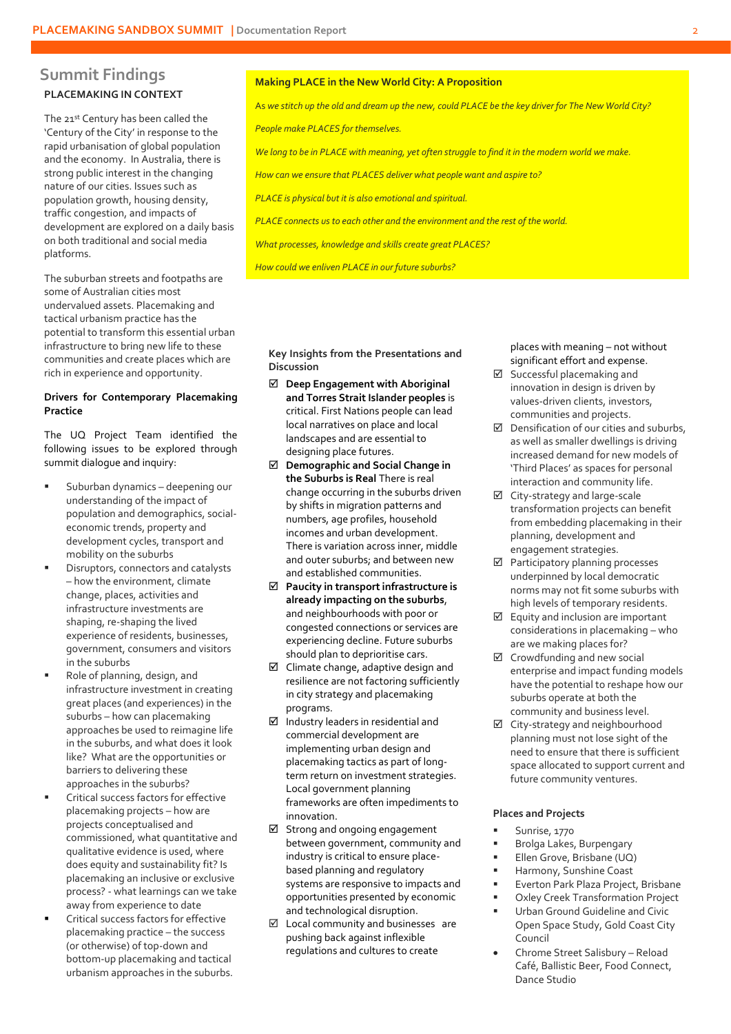## Summit Findings

### PLACEMAKING IN CONTEXT

The 21st Century has been called the 'Century of the City' in response to the rapid urbanisation of global population and the economy. In Australia, there is strong public interest in the changing nature of our cities. Issues such as population growth, housing density, traffic congestion, and impacts of development are explored on a daily basis on both traditional and social media platforms.

The suburban streets and footpaths are some of Australian cities most undervalued assets. Placemaking and tactical urbanism practice has the potential to transform this essential urban infrastructure to bring new life to these communities and create places which are rich in experience and opportunity.

**Drivers for Contemporary Placemaking Practice**

The UQ Project Team identified the following issues to be explored through summit dialogue and inquiry:

- Suburban dynamics – deepening our understanding of the impact of population and demographics, social-economic trends, property and development cycles, transport and mobility on the suburbs
- Disruptors, connectors and catalysts – how the environment, climate change, places, activities and infrastructure investments are shaping, re-shaping the lived experience of residents, businesses, government, consumers and visitors in the suburbs
- Role of planning, design, and infrastructure investment in creating great places (and experiences) in the suburbs – how can placemaking approaches be used to reimagine life in the suburbs, and what does it look like? What are the opportunities or barriers to delivering these approaches in the suburbs?
- Critical success factors for effective placemaking projects – how are projects conceptualised and commissioned, what quantitative and qualitative evidence is used, where does equity and sustainability fit? Is placemaking an inclusive or exclusive process? - what learnings can we take away from experience to date
- Critical success factors for effective placemaking practice – the success (or otherwise) of top-down and bottom-up placemaking and tactical urbanism approaches in the suburbs.

**Making PLACE in the New World City: A Proposition**

*As we stitch up the old and dream up the new, could PLACE be the key driver for The New World City?*

*People make PLACES for themselves.*

*We long to be in PLACE with meaning, yet often struggle to find it in the modern world we make.*

*How can we ensure that PLACES deliver what people want and aspire to?*

*PLACE is physical but it is also emotional and spiritual.*

*PLACE connects us to each other and the environment and the rest of the world.*

*What processes, knowledge and skills create great PLACES?*

*How could we enliven PLACE in our future suburbs?*

**Key Insights from the Presentations and Discussion**

- ☑ **Deep Engagement with Aboriginal and Torres Strait Islander peoples** is critical. First Nations people can lead local narratives on place and local landscapes and are essential to designing place futures.
- ☑ **Demographic and Social Change in the Suburbs is Real** There is real change occurring in the suburbs driven by shifts in migration patterns and numbers, age profiles, household incomes and urban development. There is variation across inner, middle and outer suburbs; and between new and established communities.
- ☑ **Paucity in transport infrastructure is already impacting on the suburbs**, and neighbourhoods with poor or congested connections or services are experiencing decline. Future suburbs should plan to deprioritise cars.
- ☑ Climate change, adaptive design and resilience are not factoring sufficiently in city strategy and placemaking programs.
- ☑ Industry leaders in residential and commercial development are implementing urban design and placemaking tactics as part of long-term return on investment strategies. Local government planning frameworks are often impediments to innovation.
- ☑ Strong and ongoing engagement between government, community and industry is critical to ensure place-based planning and regulatory systems are responsive to impacts and opportunities presented by economic and technological disruption.
- ☑ Local community and businesses are pushing back against inflexible regulations and cultures to create places with meaning – not without significant effort and expense.
- ☑ Successful placemaking and innovation in design is driven by values-driven clients, investors, communities and projects.
- ☑ Densification of our cities and suburbs, as well as smaller dwellings is driving increased demand for new models of 'Third Places' as spaces for personal interaction and community life.
- ☑ City-strategy and large-scale transformation projects can benefit from embedding placemaking in their planning, development and engagement strategies.
- ☑ Participatory planning processes underpinned by local democratic norms may not fit some suburbs with high levels of temporary residents.
- ☑ Equity and inclusion are important considerations in placemaking – who are we making places for?
- ☑ Crowdfunding and new social enterprise and impact funding models have the potential to reshape how our suburbs operate at both the community and business level.
- ☑ City-strategy and neighbourhood planning must not lose sight of the need to ensure that there is sufficient space allocated to support current and future community ventures.

**Places and Projects**

- Sunrise, 1770
- Brolga Lakes, Burpengary
- Ellen Grove, Brisbane (UQ)
- Harmony, Sunshine Coast
- Everton Park Plaza Project, Brisbane
- Oxley Creek Transformation Project
- Urban Ground Guideline and Civic Open Space Study, Gold Coast City Council
- Chrome Street Salisbury – Reload Café, Ballistic Beer, Food Connect, Dance Studio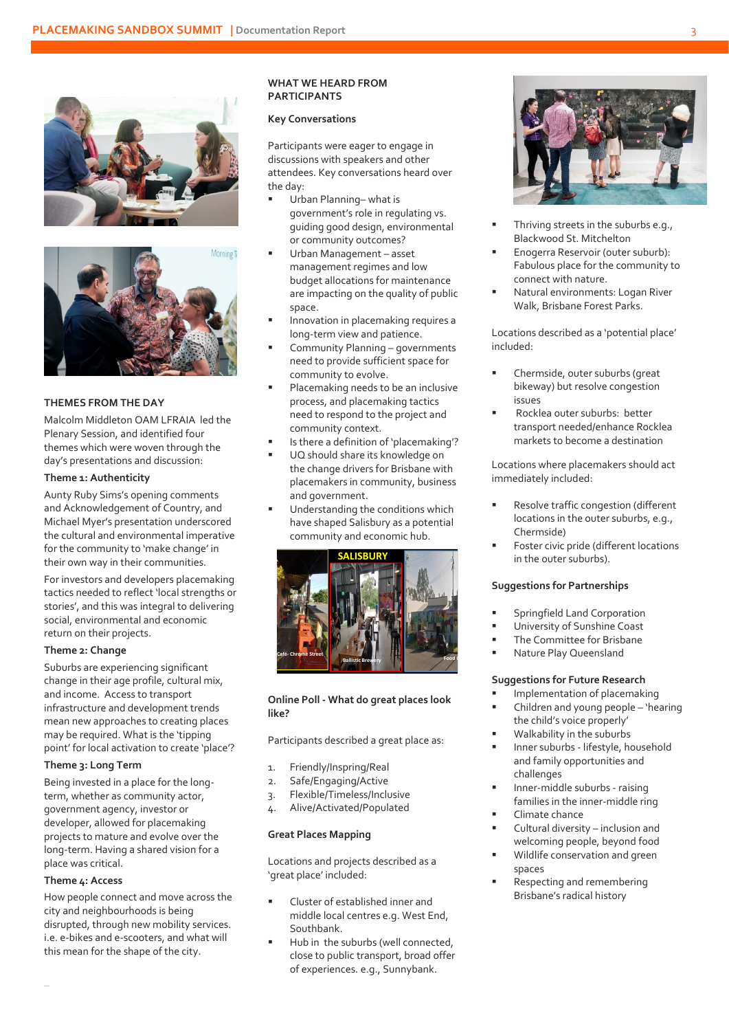## THEMES FROM THE DAY

Malcolm Middleton OAM LFRAIA led the Plenary Session, and identified four themes which were woven through the day's presentations and discussion:

### Theme 1: Authenticity

Aunty Ruby Sims's opening comments and Acknowledgement of Country, and Michael Myer's presentation underscored the cultural and environmental imperative for the community to 'make change' in their own way in their communities.

For investors and developers placemaking tactics needed to reflect 'local strengths or stories', and this was integral to delivering social, environmental and economic return on their projects.

### Theme 2: Change

Suburbs are experiencing significant change in their age profile, cultural mix, and income. Access to transport infrastructure and development trends mean new approaches to creating places may be required. What is the 'tipping point' for local activation to create 'place'?

### Theme 3: Long Term

Being invested in a place for the long-term, whether as community actor, government agency, investor or developer, allowed for placemaking projects to mature and evolve over the long-term. Having a shared vision for a place was critical.

### Theme 4: Access

How people connect and move across the city and neighbourhoods is being disrupted, through new mobility services. i.e. e-bikes and e-scooters, and what will this mean for the shape of the city.

## WHAT WE HEARD FROM PARTICIPANTS

### Key Conversations

Participants were eager to engage in discussions with speakers and other attendees. Key conversations heard over the day:

- Urban Planning– what is government's role in regulating vs. guiding good design, environmental or community outcomes?
- Urban Management – asset management regimes and low budget allocations for maintenance are impacting on the quality of public space.
- Innovation in placemaking requires a long-term view and patience.
- Community Planning – governments need to provide sufficient space for community to evolve.
- Placemaking needs to be an inclusive process, and placemaking tactics need to respond to the project and community context.
- Is there a definition of 'placemaking'?
- UQ should share its knowledge on the change drivers for Brisbane with placemakers in community, business and government.
- Understanding the conditions which have shaped Salisbury as a potential community and economic hub.

SALISBURY

Cafe- Chrome Street | Ballistic Brewery | Food

### Online Poll - What do great places look like?

Participants described a great place as:

1. Friendly/Inspring/Real
2. Safe/Engaging/Active
3. Flexible/Timeless/Inclusive
4. Alive/Activated/Populated

### Great Places Mapping

Locations and projects described as a 'great place' included:

- Cluster of established inner and middle local centres e.g. West End, Southbank.
- Hub in the suburbs (well connected, close to public transport, broad offer of experiences. e.g., Sunnybank.
- Thriving streets in the suburbs e.g., Blackwood St. Mitchelton
- Enogerra Reservoir (outer suburb): Fabulous place for the community to connect with nature.
- Natural environments: Logan River Walk, Brisbane Forest Parks.

Locations described as a 'potential place' included:

- Chermside, outer suburbs (great bikeway) but resolve congestion issues
- Rocklea outer suburbs: better transport needed/enhance Rocklea markets to become a destination

Locations where placemakers should act immediately included:

- Resolve traffic congestion (different locations in the outer suburbs, e.g., Chermside)
- Foster civic pride (different locations in the outer suburbs).

### Suggestions for Partnerships

- Springfield Land Corporation
- University of Sunshine Coast
- The Committee for Brisbane
- Nature Play Queensland

### Suggestions for Future Research

- Implementation of placemaking
- Children and young people – 'hearing the child's voice properly'
- Walkability in the suburbs
- Inner suburbs - lifestyle, household and family opportunities and challenges
- Inner-middle suburbs - raising families in the inner-middle ring
- Climate chance
- Cultural diversity – inclusion and welcoming people, beyond food
- Wildlife conservation and green spaces
- Respecting and remembering Brisbane's radical history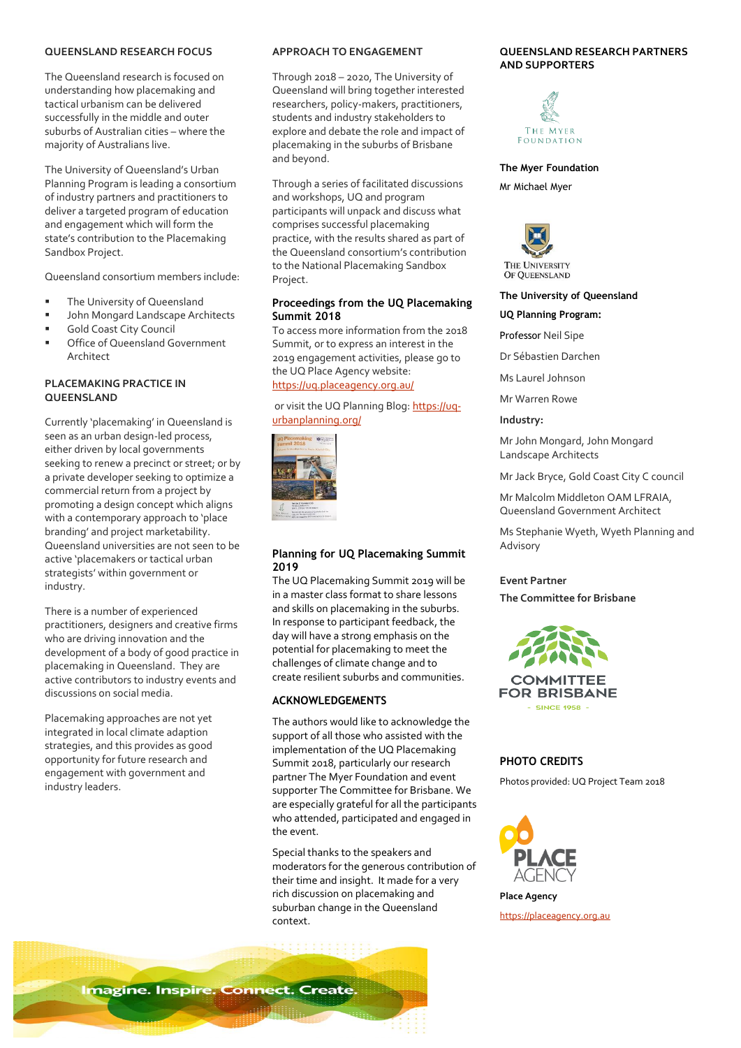## QUEENSLAND RESEARCH FOCUS

The Queensland research is focused on understanding how placemaking and tactical urbanism can be delivered successfully in the middle and outer suburbs of Australian cities – where the majority of Australians live.

The University of Queensland's Urban Planning Program is leading a consortium of industry partners and practitioners to deliver a targeted program of education and engagement which will form the state's contribution to the Placemaking Sandbox Project.

Queensland consortium members include:

- The University of Queensland
- John Mongard Landscape Architects
- Gold Coast City Council
- Office of Queensland Government Architect

## PLACEMAKING PRACTICE IN QUEENSLAND

Currently 'placemaking' in Queensland is seen as an urban design-led process, either driven by local governments seeking to renew a precinct or street; or by a private developer seeking to optimize a commercial return from a project by promoting a design concept which aligns with a contemporary approach to 'place branding' and project marketability. Queensland universities are not seen to be active 'placemakers or tactical urban strategists' within government or industry.

There is a number of experienced practitioners, designers and creative firms who are driving innovation and the development of a body of good practice in placemaking in Queensland. They are active contributors to industry events and discussions on social media.

Placemaking approaches are not yet integrated in local climate adaption strategies, and this provides as good opportunity for future research and engagement with government and industry leaders.

## APPROACH TO ENGAGEMENT

Through 2018 – 2020, The University of Queensland will bring together interested researchers, policy-makers, practitioners, students and industry stakeholders to explore and debate the role and impact of placemaking in the suburbs of Brisbane and beyond.

Through a series of facilitated discussions and workshops, UQ and program participants will unpack and discuss what comprises successful placemaking practice, with the results shared as part of the Queensland consortium's contribution to the National Placemaking Sandbox Project.

### Proceedings from the UQ Placemaking Summit 2018

To access more information from the 2018 Summit, or to express an interest in the 2019 engagement activities, please go to the UQ Place Agency website: https://uq.placeagency.org.au/

or visit the UQ Planning Blog: https://uq-urbanplanning.org/

### Planning for UQ Placemaking Summit 2019

The UQ Placemaking Summit 2019 will be in a master class format to share lessons and skills on placemaking in the suburbs. In response to participant feedback, the day will have a strong emphasis on the potential for placemaking to meet the challenges of climate change and to create resilient suburbs and communities.

## ACKNOWLEDGEMENTS

The authors would like to acknowledge the support of all those who assisted with the implementation of the UQ Placemaking Summit 2018, particularly our research partner The Myer Foundation and event supporter The Committee for Brisbane. We are especially grateful for all the participants who attended, participated and engaged in the event.

Special thanks to the speakers and moderators for the generous contribution of their time and insight. It made for a very rich discussion on placemaking and suburban change in the Queensland context.

## QUEENSLAND RESEARCH PARTNERS AND SUPPORTERS

**The Myer Foundation**

Mr Michael Myer

**The University of Queensland**

**UQ Planning Program:**

Professor Neil Sipe

Dr Sébastien Darchen

Ms Laurel Johnson

Mr Warren Rowe

**Industry:**

Mr John Mongard, John Mongard Landscape Architects

Mr Jack Bryce, Gold Coast City C council

Mr Malcolm Middleton OAM LFRAIA, Queensland Government Architect

Ms Stephanie Wyeth, Wyeth Planning and Advisory

**Event Partner**

**The Committee for Brisbane**

## PHOTO CREDITS

Photos provided: UQ Project Team 2018

**Place Agency**

https://placeagency.org.au

Imagine. Inspire. Connect. Create.